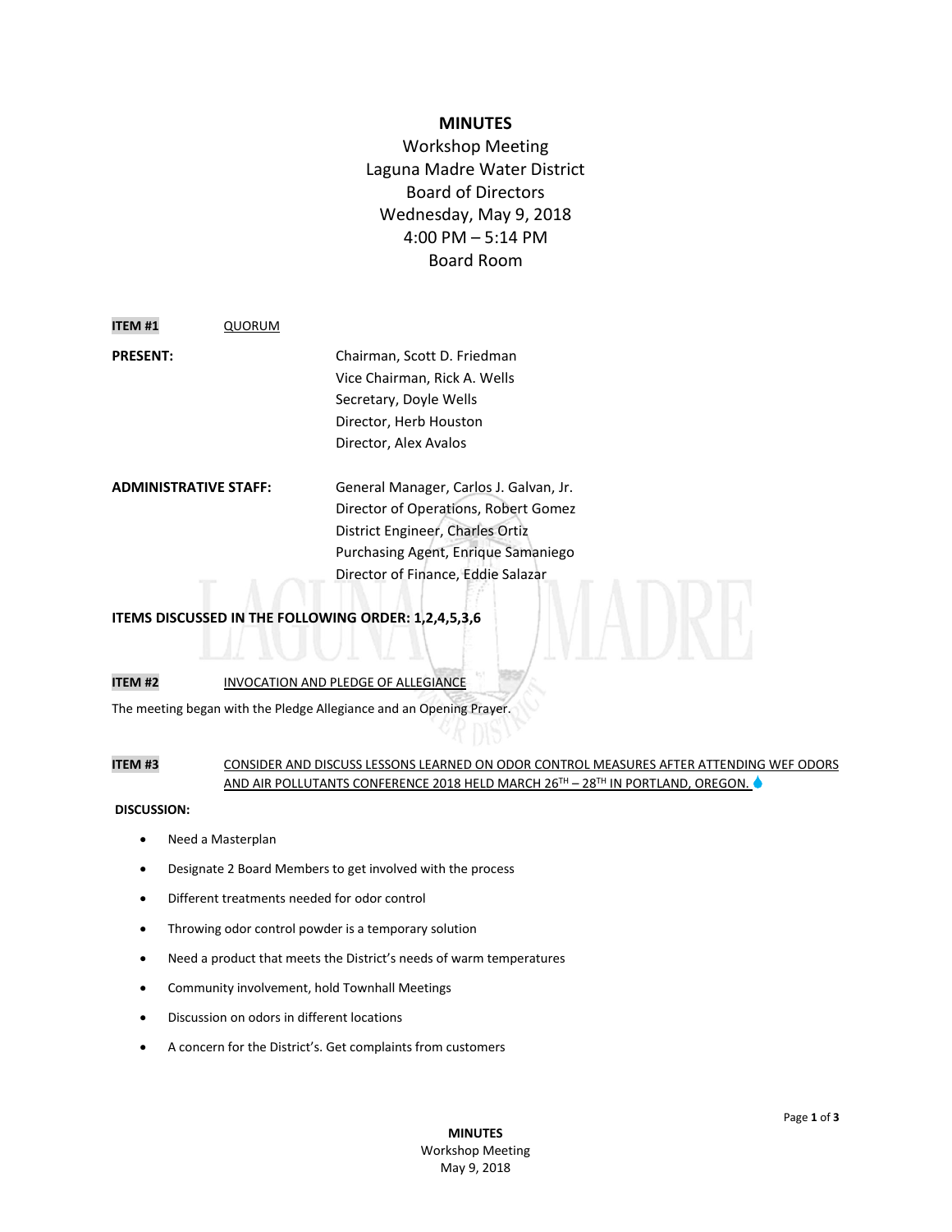# MINUTES

Workshop Meeting
Laguna Madre Water District
Board of Directors
Wednesday, May 9, 2018
4:00 PM – 5:14 PM
Board Room

**ITEM #1** QUORUM

**PRESENT:**

Chairman, Scott D. Friedman
Vice Chairman, Rick A. Wells
Secretary, Doyle Wells
Director, Herb Houston
Director, Alex Avalos

**ADMINISTRATIVE STAFF:**

General Manager, Carlos J. Galvan, Jr.
Director of Operations, Robert Gomez
District Engineer, Charles Ortiz
Purchasing Agent, Enrique Samaniego
Director of Finance, Eddie Salazar

**ITEMS DISCUSSED IN THE FOLLOWING ORDER: 1,2,4,5,3,6**

**ITEM #2** INVOCATION AND PLEDGE OF ALLEGIANCE

The meeting began with the Pledge Allegiance and an Opening Prayer.

**ITEM #3** CONSIDER AND DISCUSS LESSONS LEARNED ON ODOR CONTROL MEASURES AFTER ATTENDING WEF ODORS AND AIR POLLUTANTS CONFERENCE 2018 HELD MARCH 26TH – 28TH IN PORTLAND, OREGON.

**DISCUSSION:**

- Need a Masterplan
- Designate 2 Board Members to get involved with the process
- Different treatments needed for odor control
- Throwing odor control powder is a temporary solution
- Need a product that meets the District's needs of warm temperatures
- Community involvement, hold Townhall Meetings
- Discussion on odors in different locations
- A concern for the District's. Get complaints from customers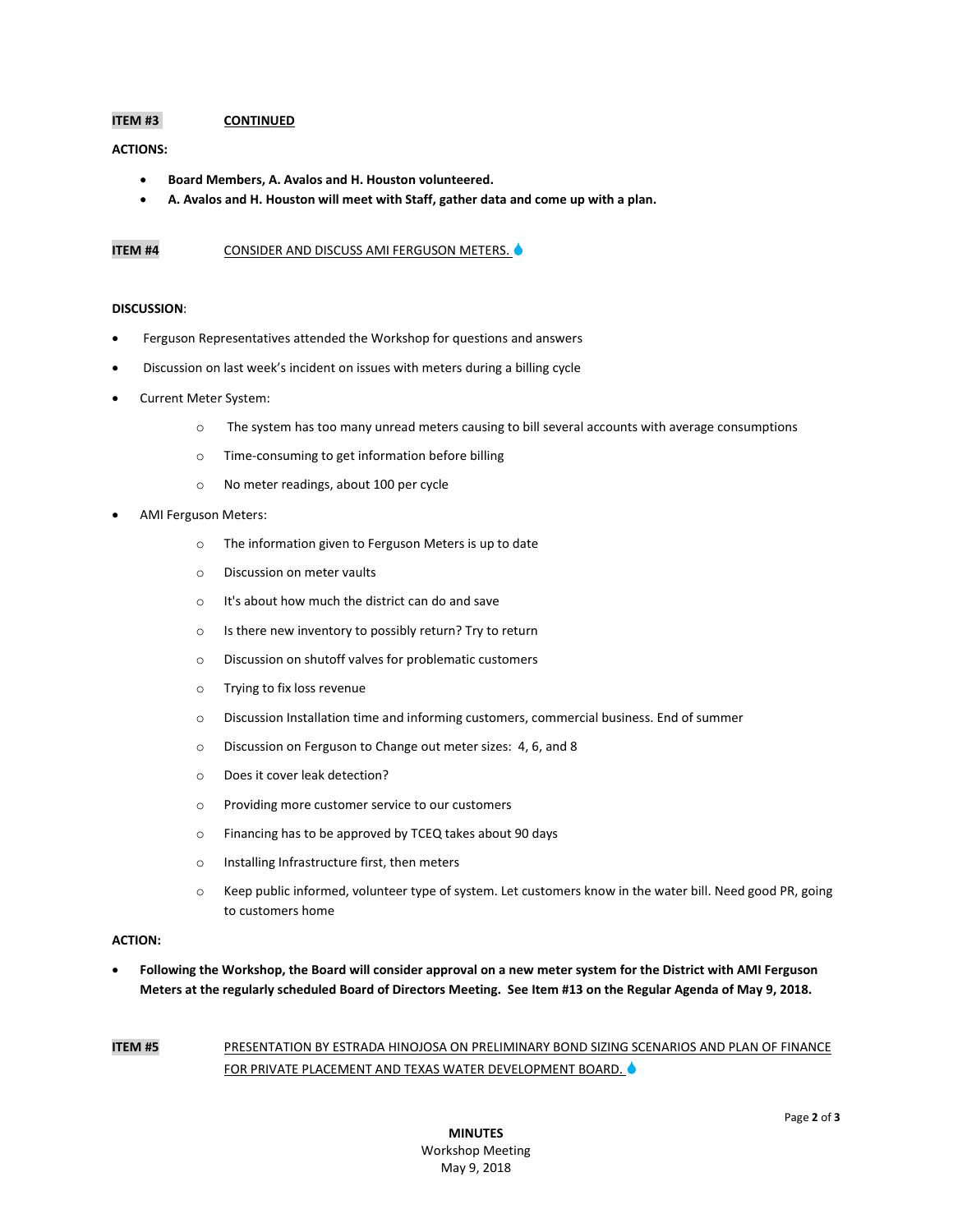**ITEM #3** **CONTINUED**

**ACTIONS:**

- **Board Members, A. Avalos and H. Houston volunteered.**
- **A. Avalos and H. Houston will meet with Staff, gather data and come up with a plan.**

**ITEM #4** CONSIDER AND DISCUSS AMI FERGUSON METERS.

**DISCUSSION**:

- Ferguson Representatives attended the Workshop for questions and answers
- Discussion on last week's incident on issues with meters during a billing cycle
- Current Meter System:
  - The system has too many unread meters causing to bill several accounts with average consumptions
  - Time-consuming to get information before billing
  - No meter readings, about 100 per cycle
- AMI Ferguson Meters:
  - The information given to Ferguson Meters is up to date
  - Discussion on meter vaults
  - It's about how much the district can do and save
  - Is there new inventory to possibly return? Try to return
  - Discussion on shutoff valves for problematic customers
  - Trying to fix loss revenue
  - Discussion Installation time and informing customers, commercial business. End of summer
  - Discussion on Ferguson to Change out meter sizes: 4, 6, and 8
  - Does it cover leak detection?
  - Providing more customer service to our customers
  - Financing has to be approved by TCEQ takes about 90 days
  - Installing Infrastructure first, then meters
  - Keep public informed, volunteer type of system. Let customers know in the water bill. Need good PR, going to customers home

**ACTION:**

- **Following the Workshop, the Board will consider approval on a new meter system for the District with AMI Ferguson Meters at the regularly scheduled Board of Directors Meeting. See Item #13 on the Regular Agenda of May 9, 2018.**

**ITEM #5** PRESENTATION BY ESTRADA HINOJOSA ON PRELIMINARY BOND SIZING SCENARIOS AND PLAN OF FINANCE FOR PRIVATE PLACEMENT AND TEXAS WATER DEVELOPMENT BOARD.

**MINUTES**
Workshop Meeting
May 9, 2018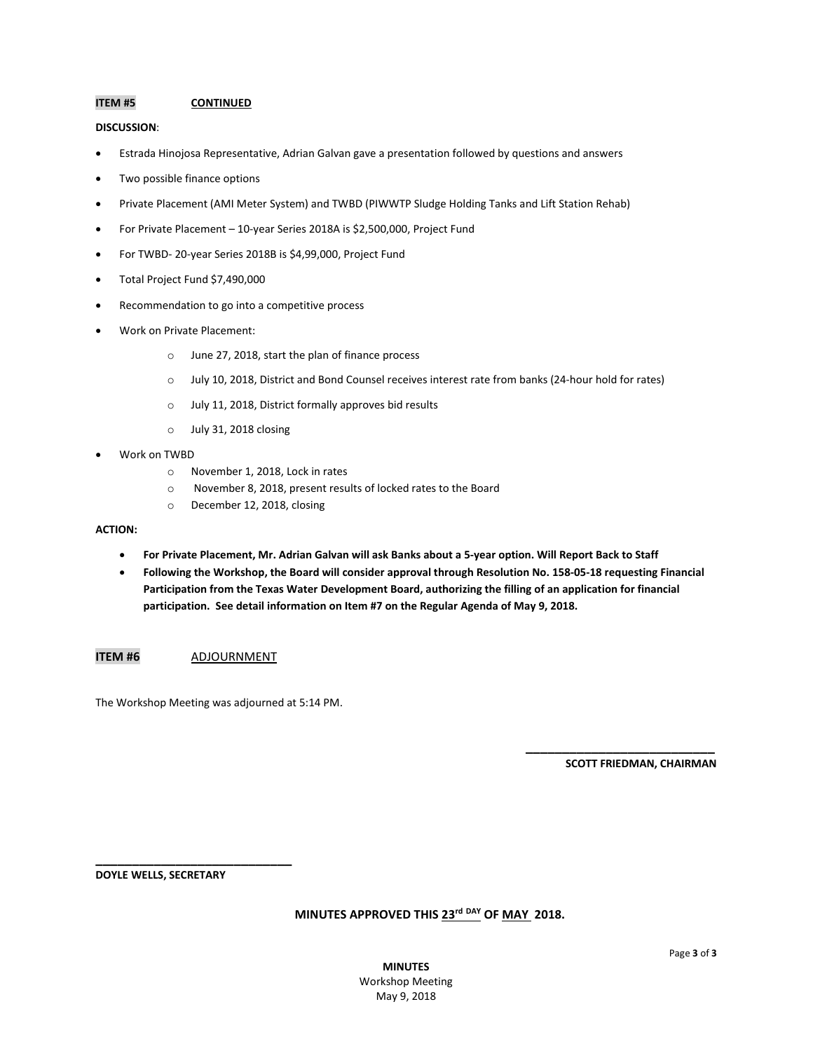**ITEM #5** **CONTINUED**

**DISCUSSION**:

- Estrada Hinojosa Representative, Adrian Galvan gave a presentation followed by questions and answers
- Two possible finance options
- Private Placement (AMI Meter System) and TWBD (PIWWTP Sludge Holding Tanks and Lift Station Rehab)
- For Private Placement – 10-year Series 2018A is $2,500,000, Project Fund
- For TWBD- 20-year Series 2018B is $4,99,000, Project Fund
- Total Project Fund $7,490,000
- Recommendation to go into a competitive process
- Work on Private Placement:
  - June 27, 2018, start the plan of finance process
  - July 10, 2018, District and Bond Counsel receives interest rate from banks (24-hour hold for rates)
  - July 11, 2018, District formally approves bid results
  - July 31, 2018 closing
- Work on TWBD
  - November 1, 2018, Lock in rates
  - November 8, 2018, present results of locked rates to the Board
  - December 12, 2018, closing

**ACTION:**

- **For Private Placement, Mr. Adrian Galvan will ask Banks about a 5-year option. Will Report Back to Staff**
- **Following the Workshop, the Board will consider approval through Resolution No. 158-05-18 requesting Financial Participation from the Texas Water Development Board, authorizing the filling of an application for financial participation. See detail information on Item #7 on the Regular Agenda of May 9, 2018.**

**ITEM #6** ADJOURNMENT

The Workshop Meeting was adjourned at 5:14 PM.

______________________________
**SCOTT FRIEDMAN, CHAIRMAN**

______________________________
**DOYLE WELLS, SECRETARY**

**MINUTES APPROVED THIS 23rd DAY OF MAY 2018.**

**MINUTES**
Workshop Meeting
May 9, 2018